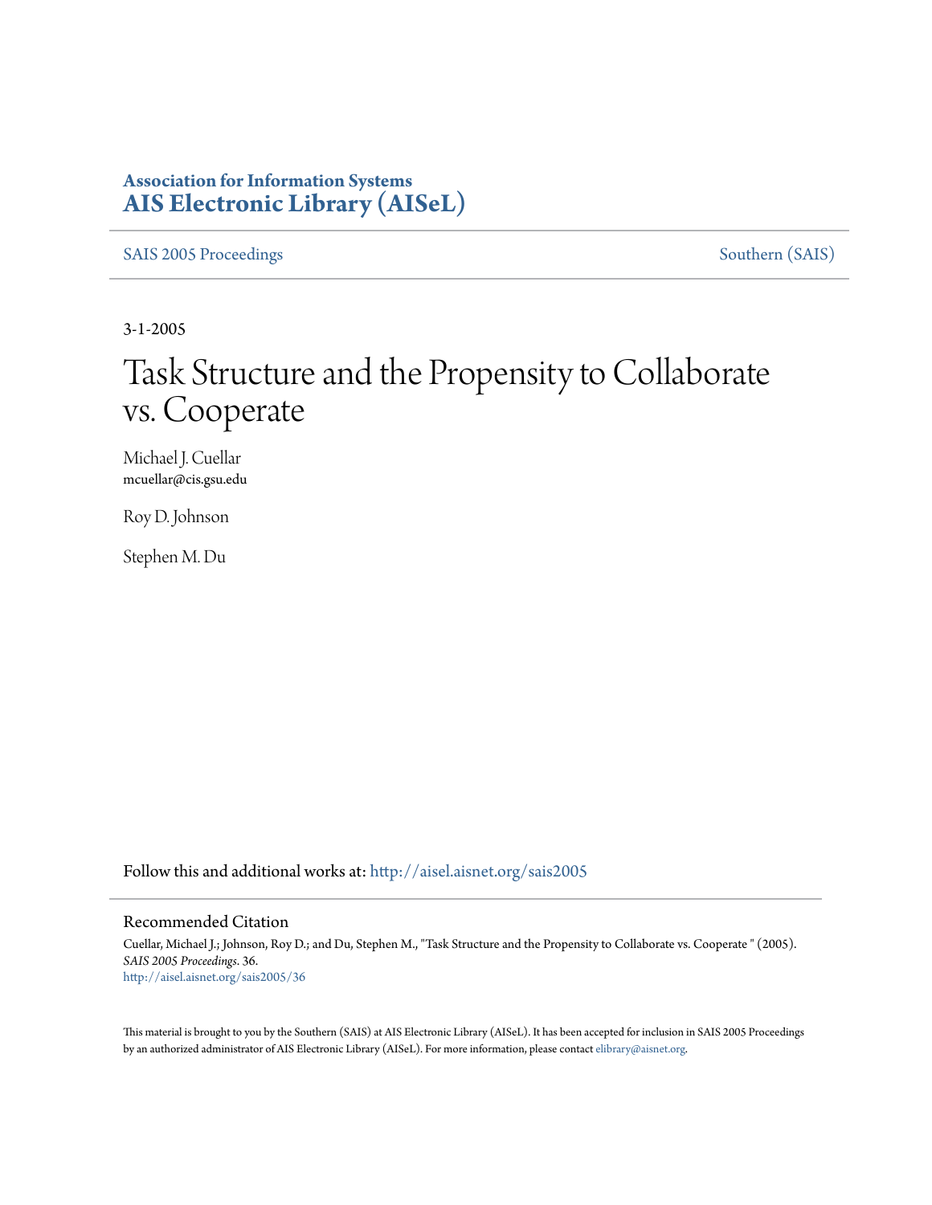**Association for Information Systems**
**AIS Electronic Library (AISeL)**

SAIS 2005 Proceedings | Southern (SAIS)

3-1-2005

# Task Structure and the Propensity to Collaborate vs. Cooperate

Michael J. Cuellar
mcuellar@cis.gsu.edu

Roy D. Johnson

Stephen M. Du

Follow this and additional works at: http://aisel.aisnet.org/sais2005

## Recommended Citation

Cuellar, Michael J.; Johnson, Roy D.; and Du, Stephen M., "Task Structure and the Propensity to Collaborate vs. Cooperate " (2005). *SAIS 2005 Proceedings*. 36.
http://aisel.aisnet.org/sais2005/36

This material is brought to you by the Southern (SAIS) at AIS Electronic Library (AISeL). It has been accepted for inclusion in SAIS 2005 Proceedings by an authorized administrator of AIS Electronic Library (AISeL). For more information, please contact elibrary@aisnet.org.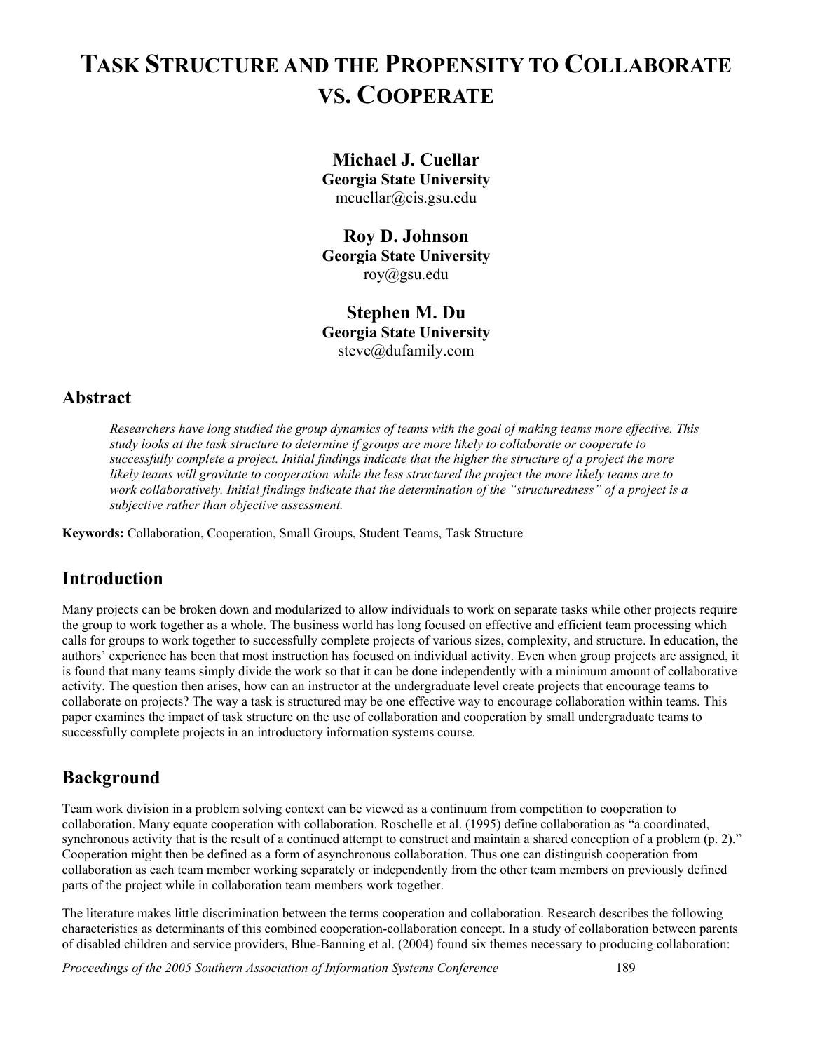# TASK STRUCTURE AND THE PROPENSITY TO COLLABORATE VS. COOPERATE

**Michael J. Cuellar**
**Georgia State University**
mcuellar@cis.gsu.edu

**Roy D. Johnson**
**Georgia State University**
roy@gsu.edu

**Stephen M. Du**
**Georgia State University**
steve@dufamily.com

## Abstract

*Researchers have long studied the group dynamics of teams with the goal of making teams more effective. This study looks at the task structure to determine if groups are more likely to collaborate or cooperate to successfully complete a project. Initial findings indicate that the higher the structure of a project the more likely teams will gravitate to cooperation while the less structured the project the more likely teams are to work collaboratively. Initial findings indicate that the determination of the "structuredness" of a project is a subjective rather than objective assessment.*

**Keywords:** Collaboration, Cooperation, Small Groups, Student Teams, Task Structure

## Introduction

Many projects can be broken down and modularized to allow individuals to work on separate tasks while other projects require the group to work together as a whole. The business world has long focused on effective and efficient team processing which calls for groups to work together to successfully complete projects of various sizes, complexity, and structure. In education, the authors' experience has been that most instruction has focused on individual activity. Even when group projects are assigned, it is found that many teams simply divide the work so that it can be done independently with a minimum amount of collaborative activity. The question then arises, how can an instructor at the undergraduate level create projects that encourage teams to collaborate on projects? The way a task is structured may be one effective way to encourage collaboration within teams. This paper examines the impact of task structure on the use of collaboration and cooperation by small undergraduate teams to successfully complete projects in an introductory information systems course.

## Background

Team work division in a problem solving context can be viewed as a continuum from competition to cooperation to collaboration. Many equate cooperation with collaboration. Roschelle et al. (1995) define collaboration as "a coordinated, synchronous activity that is the result of a continued attempt to construct and maintain a shared conception of a problem (p. 2)." Cooperation might then be defined as a form of asynchronous collaboration. Thus one can distinguish cooperation from collaboration as each team member working separately or independently from the other team members on previously defined parts of the project while in collaboration team members work together.

The literature makes little discrimination between the terms cooperation and collaboration. Research describes the following characteristics as determinants of this combined cooperation-collaboration concept. In a study of collaboration between parents of disabled children and service providers, Blue-Banning et al. (2004) found six themes necessary to producing collaboration: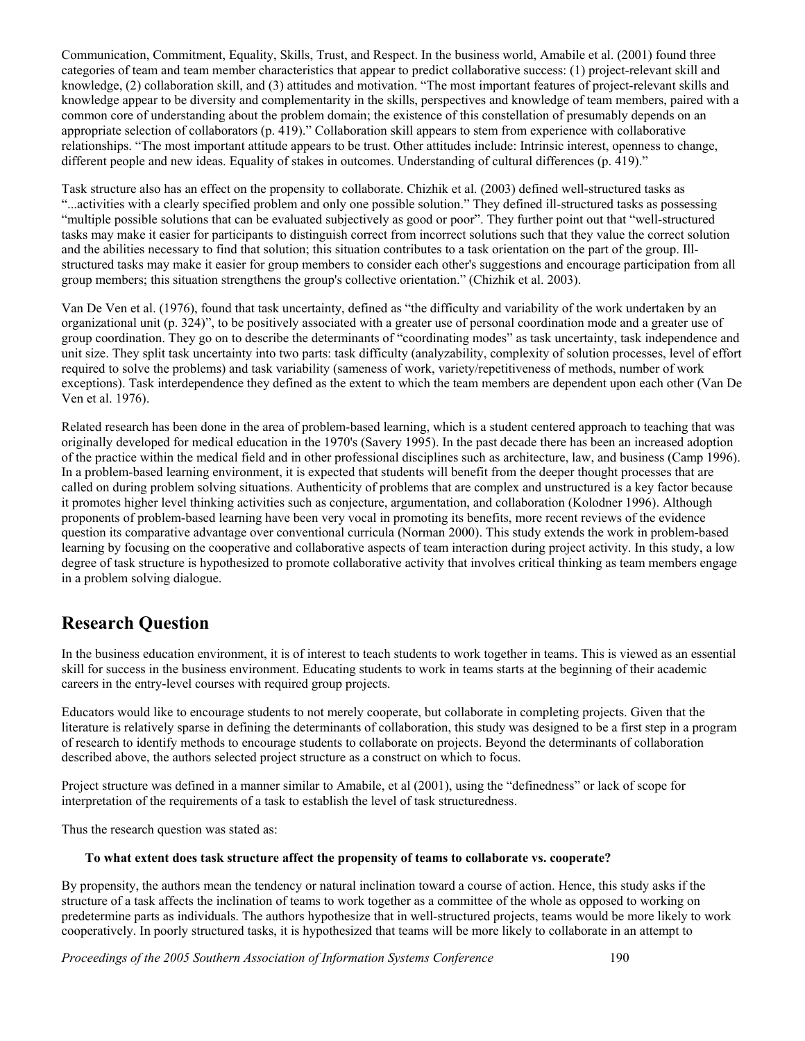Communication, Commitment, Equality, Skills, Trust, and Respect. In the business world, Amabile et al. (2001) found three categories of team and team member characteristics that appear to predict collaborative success: (1) project-relevant skill and knowledge, (2) collaboration skill, and (3) attitudes and motivation. "The most important features of project-relevant skills and knowledge appear to be diversity and complementarity in the skills, perspectives and knowledge of team members, paired with a common core of understanding about the problem domain; the existence of this constellation of presumably depends on an appropriate selection of collaborators (p. 419)." Collaboration skill appears to stem from experience with collaborative relationships. "The most important attitude appears to be trust. Other attitudes include: Intrinsic interest, openness to change, different people and new ideas. Equality of stakes in outcomes. Understanding of cultural differences (p. 419)."

Task structure also has an effect on the propensity to collaborate. Chizhik et al. (2003) defined well-structured tasks as "...activities with a clearly specified problem and only one possible solution." They defined ill-structured tasks as possessing "multiple possible solutions that can be evaluated subjectively as good or poor". They further point out that "well-structured tasks may make it easier for participants to distinguish correct from incorrect solutions such that they value the correct solution and the abilities necessary to find that solution; this situation contributes to a task orientation on the part of the group. Ill-structured tasks may make it easier for group members to consider each other's suggestions and encourage participation from all group members; this situation strengthens the group's collective orientation." (Chizhik et al. 2003).

Van De Ven et al. (1976), found that task uncertainty, defined as "the difficulty and variability of the work undertaken by an organizational unit (p. 324)", to be positively associated with a greater use of personal coordination mode and a greater use of group coordination. They go on to describe the determinants of "coordinating modes" as task uncertainty, task independence and unit size. They split task uncertainty into two parts: task difficulty (analyzability, complexity of solution processes, level of effort required to solve the problems) and task variability (sameness of work, variety/repetitiveness of methods, number of work exceptions). Task interdependence they defined as the extent to which the team members are dependent upon each other (Van De Ven et al. 1976).

Related research has been done in the area of problem-based learning, which is a student centered approach to teaching that was originally developed for medical education in the 1970's (Savery 1995). In the past decade there has been an increased adoption of the practice within the medical field and in other professional disciplines such as architecture, law, and business (Camp 1996). In a problem-based learning environment, it is expected that students will benefit from the deeper thought processes that are called on during problem solving situations. Authenticity of problems that are complex and unstructured is a key factor because it promotes higher level thinking activities such as conjecture, argumentation, and collaboration (Kolodner 1996). Although proponents of problem-based learning have been very vocal in promoting its benefits, more recent reviews of the evidence question its comparative advantage over conventional curricula (Norman 2000). This study extends the work in problem-based learning by focusing on the cooperative and collaborative aspects of team interaction during project activity. In this study, a low degree of task structure is hypothesized to promote collaborative activity that involves critical thinking as team members engage in a problem solving dialogue.

## Research Question

In the business education environment, it is of interest to teach students to work together in teams. This is viewed as an essential skill for success in the business environment. Educating students to work in teams starts at the beginning of their academic careers in the entry-level courses with required group projects.

Educators would like to encourage students to not merely cooperate, but collaborate in completing projects. Given that the literature is relatively sparse in defining the determinants of collaboration, this study was designed to be a first step in a program of research to identify methods to encourage students to collaborate on projects. Beyond the determinants of collaboration described above, the authors selected project structure as a construct on which to focus.

Project structure was defined in a manner similar to Amabile, et al (2001), using the "definedness" or lack of scope for interpretation of the requirements of a task to establish the level of task structuredness.

Thus the research question was stated as:

**To what extent does task structure affect the propensity of teams to collaborate vs. cooperate?**

By propensity, the authors mean the tendency or natural inclination toward a course of action. Hence, this study asks if the structure of a task affects the inclination of teams to work together as a committee of the whole as opposed to working on predetermine parts as individuals. The authors hypothesize that in well-structured projects, teams would be more likely to work cooperatively. In poorly structured tasks, it is hypothesized that teams will be more likely to collaborate in an attempt to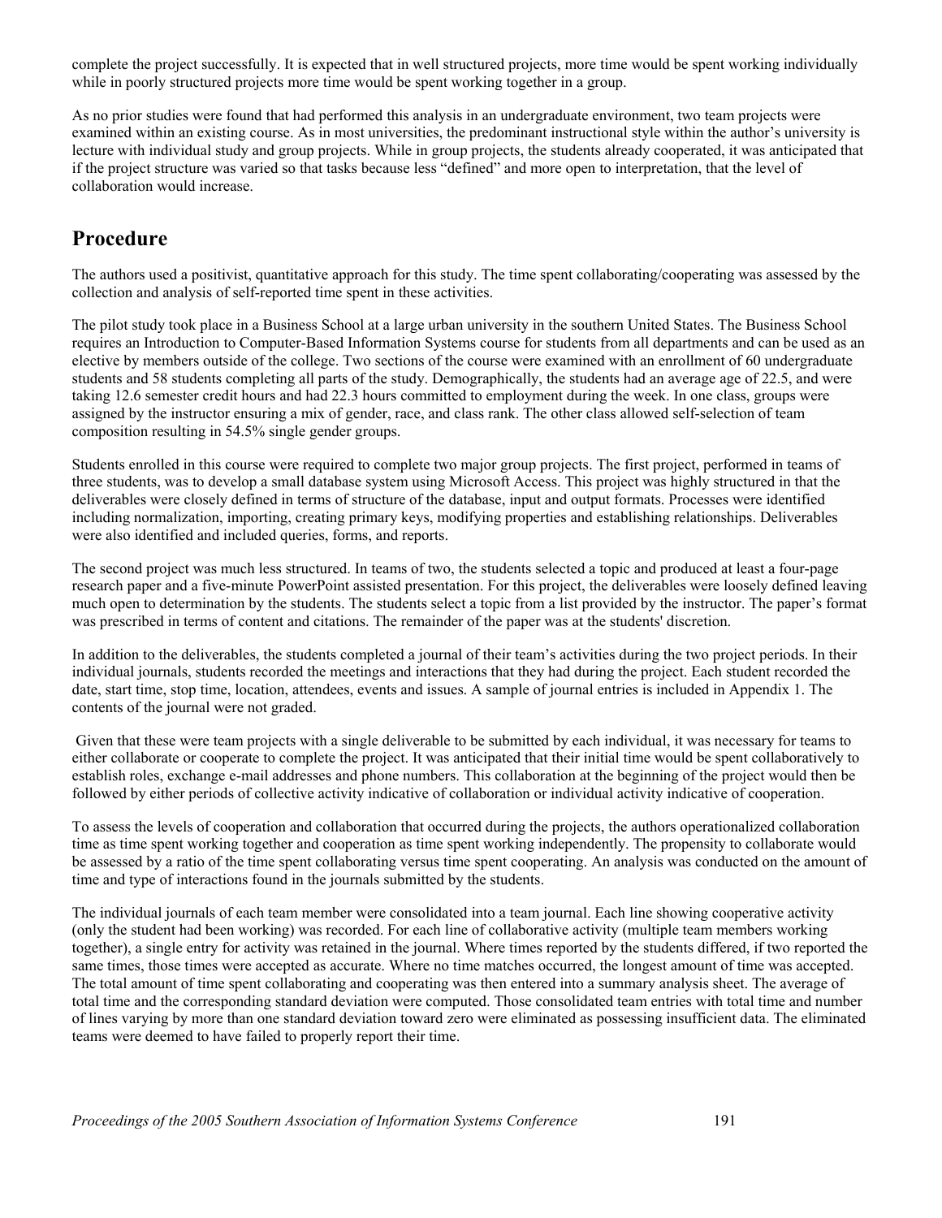complete the project successfully. It is expected that in well structured projects, more time would be spent working individually while in poorly structured projects more time would be spent working together in a group.

As no prior studies were found that had performed this analysis in an undergraduate environment, two team projects were examined within an existing course. As in most universities, the predominant instructional style within the author's university is lecture with individual study and group projects. While in group projects, the students already cooperated, it was anticipated that if the project structure was varied so that tasks because less "defined" and more open to interpretation, that the level of collaboration would increase.

## Procedure

The authors used a positivist, quantitative approach for this study. The time spent collaborating/cooperating was assessed by the collection and analysis of self-reported time spent in these activities.

The pilot study took place in a Business School at a large urban university in the southern United States. The Business School requires an Introduction to Computer-Based Information Systems course for students from all departments and can be used as an elective by members outside of the college. Two sections of the course were examined with an enrollment of 60 undergraduate students and 58 students completing all parts of the study. Demographically, the students had an average age of 22.5, and were taking 12.6 semester credit hours and had 22.3 hours committed to employment during the week. In one class, groups were assigned by the instructor ensuring a mix of gender, race, and class rank. The other class allowed self-selection of team composition resulting in 54.5% single gender groups.

Students enrolled in this course were required to complete two major group projects. The first project, performed in teams of three students, was to develop a small database system using Microsoft Access. This project was highly structured in that the deliverables were closely defined in terms of structure of the database, input and output formats. Processes were identified including normalization, importing, creating primary keys, modifying properties and establishing relationships. Deliverables were also identified and included queries, forms, and reports.

The second project was much less structured. In teams of two, the students selected a topic and produced at least a four-page research paper and a five-minute PowerPoint assisted presentation. For this project, the deliverables were loosely defined leaving much open to determination by the students. The students select a topic from a list provided by the instructor. The paper's format was prescribed in terms of content and citations. The remainder of the paper was at the students' discretion.

In addition to the deliverables, the students completed a journal of their team's activities during the two project periods. In their individual journals, students recorded the meetings and interactions that they had during the project. Each student recorded the date, start time, stop time, location, attendees, events and issues. A sample of journal entries is included in Appendix 1. The contents of the journal were not graded.

Given that these were team projects with a single deliverable to be submitted by each individual, it was necessary for teams to either collaborate or cooperate to complete the project. It was anticipated that their initial time would be spent collaboratively to establish roles, exchange e-mail addresses and phone numbers. This collaboration at the beginning of the project would then be followed by either periods of collective activity indicative of collaboration or individual activity indicative of cooperation.

To assess the levels of cooperation and collaboration that occurred during the projects, the authors operationalized collaboration time as time spent working together and cooperation as time spent working independently. The propensity to collaborate would be assessed by a ratio of the time spent collaborating versus time spent cooperating. An analysis was conducted on the amount of time and type of interactions found in the journals submitted by the students.

The individual journals of each team member were consolidated into a team journal. Each line showing cooperative activity (only the student had been working) was recorded. For each line of collaborative activity (multiple team members working together), a single entry for activity was retained in the journal. Where times reported by the students differed, if two reported the same times, those times were accepted as accurate. Where no time matches occurred, the longest amount of time was accepted. The total amount of time spent collaborating and cooperating was then entered into a summary analysis sheet. The average of total time and the corresponding standard deviation were computed. Those consolidated team entries with total time and number of lines varying by more than one standard deviation toward zero were eliminated as possessing insufficient data. The eliminated teams were deemed to have failed to properly report their time.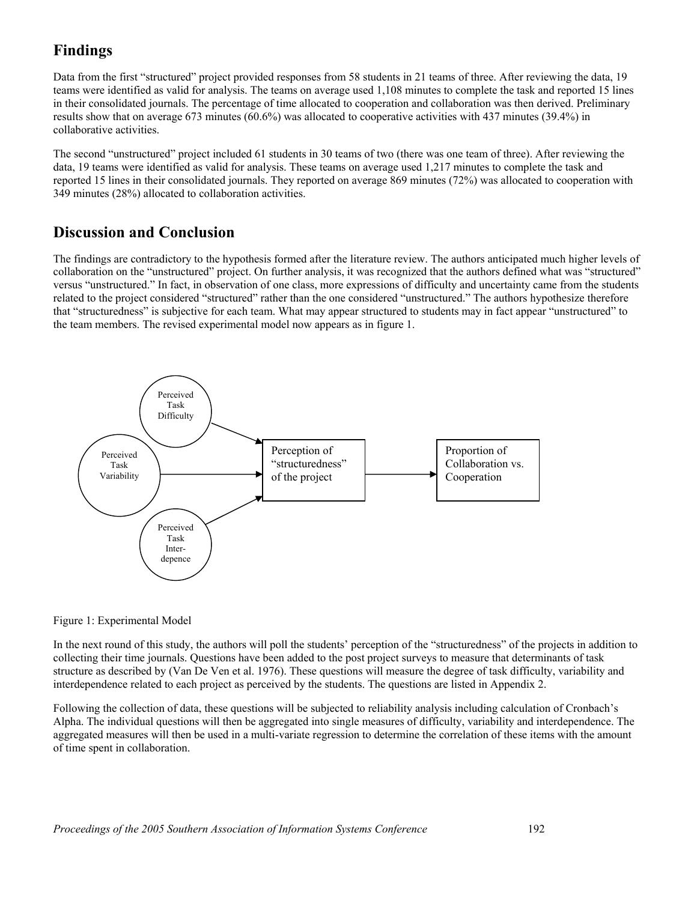## Findings

Data from the first "structured" project provided responses from 58 students in 21 teams of three. After reviewing the data, 19 teams were identified as valid for analysis. The teams on average used 1,108 minutes to complete the task and reported 15 lines in their consolidated journals. The percentage of time allocated to cooperation and collaboration was then derived. Preliminary results show that on average 673 minutes (60.6%) was allocated to cooperative activities with 437 minutes (39.4%) in collaborative activities.

The second "unstructured" project included 61 students in 30 teams of two (there was one team of three). After reviewing the data, 19 teams were identified as valid for analysis. These teams on average used 1,217 minutes to complete the task and reported 15 lines in their consolidated journals. They reported on average 869 minutes (72%) was allocated to cooperation with 349 minutes (28%) allocated to collaboration activities.

## Discussion and Conclusion

The findings are contradictory to the hypothesis formed after the literature review. The authors anticipated much higher levels of collaboration on the "unstructured" project. On further analysis, it was recognized that the authors defined what was "structured" versus "unstructured." In fact, in observation of one class, more expressions of difficulty and uncertainty came from the students related to the project considered "structured" rather than the one considered "unstructured." The authors hypothesize therefore that "structuredness" is subjective for each team. What may appear structured to students may in fact appear "unstructured" to the team members. The revised experimental model now appears as in figure 1.

Perceived Task Difficulty

Perceived Task Variability

Perceived Task Inter-depence

Perception of "structuredness" of the project

Proportion of Collaboration vs. Cooperation

Figure 1: Experimental Model

In the next round of this study, the authors will poll the students' perception of the "structuredness" of the projects in addition to collecting their time journals. Questions have been added to the post project surveys to measure that determinants of task structure as described by (Van De Ven et al. 1976). These questions will measure the degree of task difficulty, variability and interdependence related to each project as perceived by the students. The questions are listed in Appendix 2.

Following the collection of data, these questions will be subjected to reliability analysis including calculation of Cronbach's Alpha. The individual questions will then be aggregated into single measures of difficulty, variability and interdependence. The aggregated measures will then be used in a multi-variate regression to determine the correlation of these items with the amount of time spent in collaboration.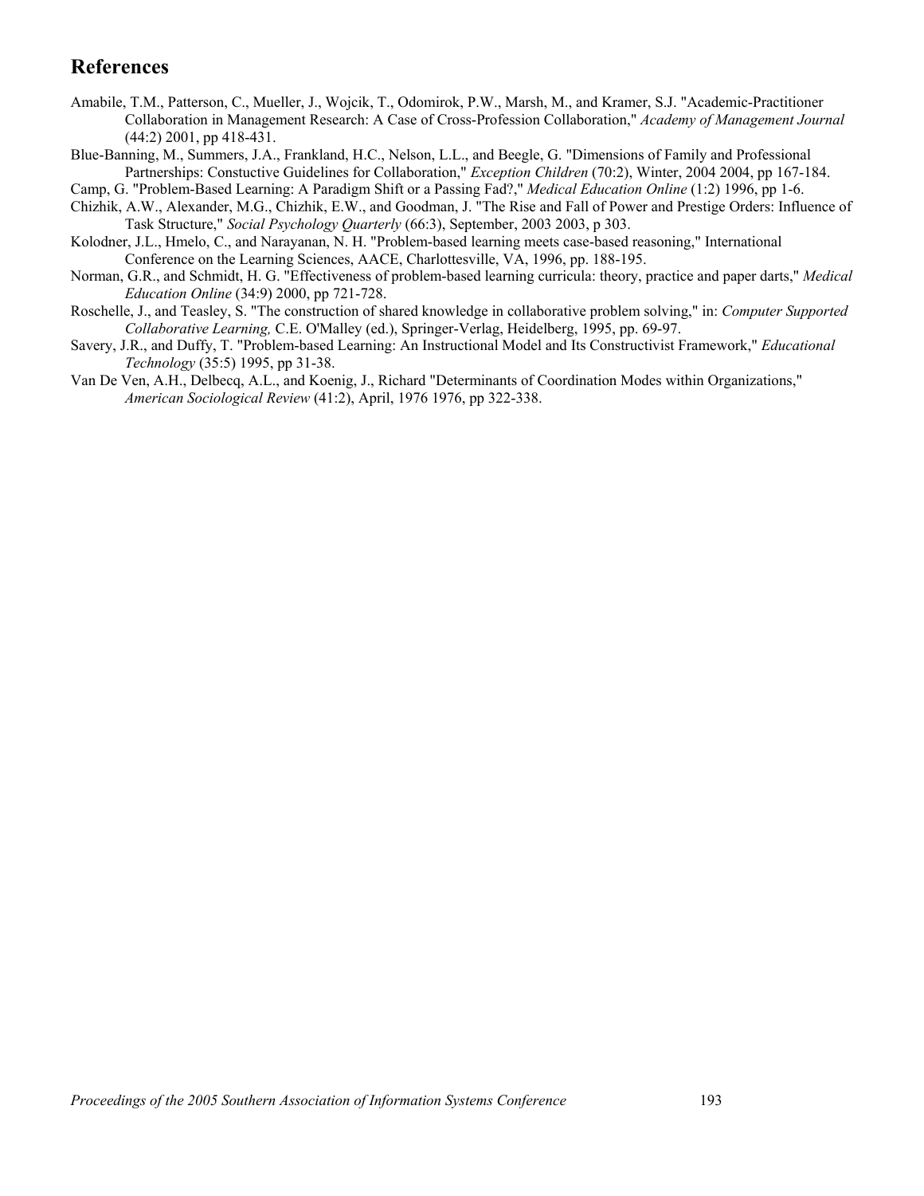## References

Amabile, T.M., Patterson, C., Mueller, J., Wojcik, T., Odomirok, P.W., Marsh, M., and Kramer, S.J. "Academic-Practitioner Collaboration in Management Research: A Case of Cross-Profession Collaboration," *Academy of Management Journal* (44:2) 2001, pp 418-431.

Blue-Banning, M., Summers, J.A., Frankland, H.C., Nelson, L.L., and Beegle, G. "Dimensions of Family and Professional Partnerships: Constuctive Guidelines for Collaboration," *Exception Children* (70:2), Winter, 2004 2004, pp 167-184.

Camp, G. "Problem-Based Learning: A Paradigm Shift or a Passing Fad?," *Medical Education Online* (1:2) 1996, pp 1-6.

Chizhik, A.W., Alexander, M.G., Chizhik, E.W., and Goodman, J. "The Rise and Fall of Power and Prestige Orders: Influence of Task Structure," *Social Psychology Quarterly* (66:3), September, 2003 2003, p 303.

Kolodner, J.L., Hmelo, C., and Narayanan, N. H. "Problem-based learning meets case-based reasoning," International Conference on the Learning Sciences, AACE, Charlottesville, VA, 1996, pp. 188-195.

Norman, G.R., and Schmidt, H. G. "Effectiveness of problem-based learning curricula: theory, practice and paper darts," *Medical Education Online* (34:9) 2000, pp 721-728.

Roschelle, J., and Teasley, S. "The construction of shared knowledge in collaborative problem solving," in: *Computer Supported Collaborative Learning,* C.E. O'Malley (ed.), Springer-Verlag, Heidelberg, 1995, pp. 69-97.

Savery, J.R., and Duffy, T. "Problem-based Learning: An Instructional Model and Its Constructivist Framework," *Educational Technology* (35:5) 1995, pp 31-38.

Van De Ven, A.H., Delbecq, A.L., and Koenig, J., Richard "Determinants of Coordination Modes within Organizations," *American Sociological Review* (41:2), April, 1976 1976, pp 322-338.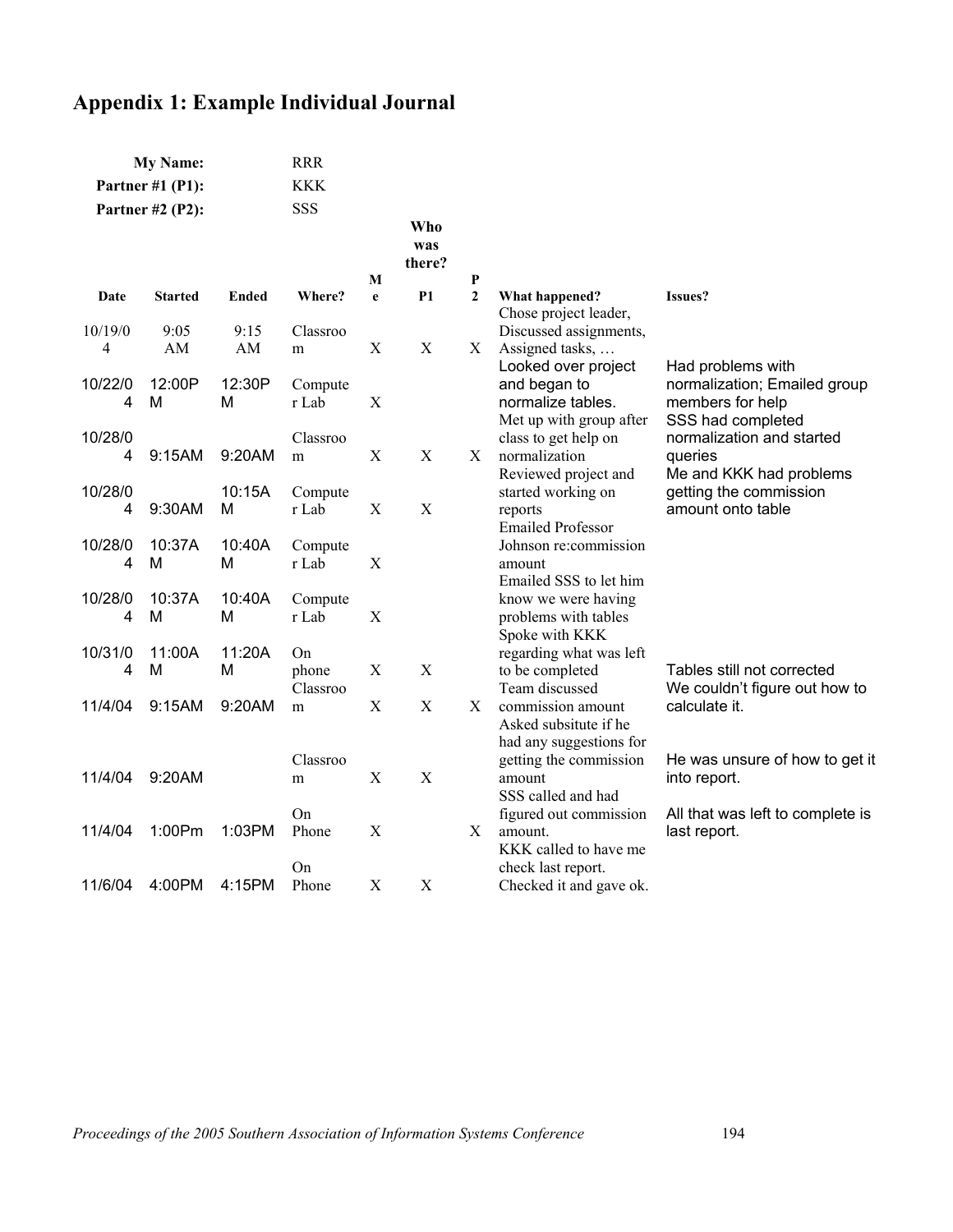# Appendix 1: Example Individual Journal

| | | |
|---|---|---|
| **My Name:** | | RRR |
| **Partner #1 (P1):** | | KKK |
| **Partner #2 (P2):** | | SSS |

| Date | Started | Ended | Where? | Who was there? Me | P1 | P2 | What happened? | Issues? |
|---|---|---|---|---|---|---|---|---|
| 10/19/04 | 9:05 AM | 9:15 AM | Classroom | X | X | X | Chose project leader, Discussed assignments, Assigned tasks, … | |
| 10/22/04 | 12:00PM | 12:30PM | Computer Lab | X | | | Looked over project and began to normalize tables. | Had problems with normalization; Emailed group members for help |
| 10/28/04 | 9:15AM | 9:20AM | Classroom | X | X | X | Met up with group after class to get help on normalization | SSS had completed normalization and started queries |
| 10/28/04 | 9:30AM | 10:15AM | Computer Lab | X | X | | Reviewed project and started working on reports | Me and KKK had problems getting the commission amount onto table |
| 10/28/04 | 10:37AM | 10:40AM | Computer Lab | X | | | Emailed Professor Johnson re:commission amount | |
| 10/28/04 | 10:37AM | 10:40AM | Computer Lab | X | | | Emailed SSS to let him know we were having problems with tables | |
| 10/31/04 | 11:00AM | 11:20AM | On phone | X | X | | Spoke with KKK regarding what was left to be completed | Tables still not corrected |
| 11/4/04 | 9:15AM | 9:20AM | Classroom | X | X | X | Team discussed commission amount | We couldn't figure out how to calculate it. |
| 11/4/04 | 9:20AM | | Classroom | X | X | | Asked subsitute if he had any suggestions for getting the commission amount | He was unsure of how to get it into report. |
| 11/4/04 | 1:00Pm | 1:03PM | On Phone | X | | X | SSS called and had figured out commission amount. | All that was left to complete is last report. |
| 11/6/04 | 4:00PM | 4:15PM | On Phone | X | X | | KKK called to have me check last report. Checked it and gave ok. | |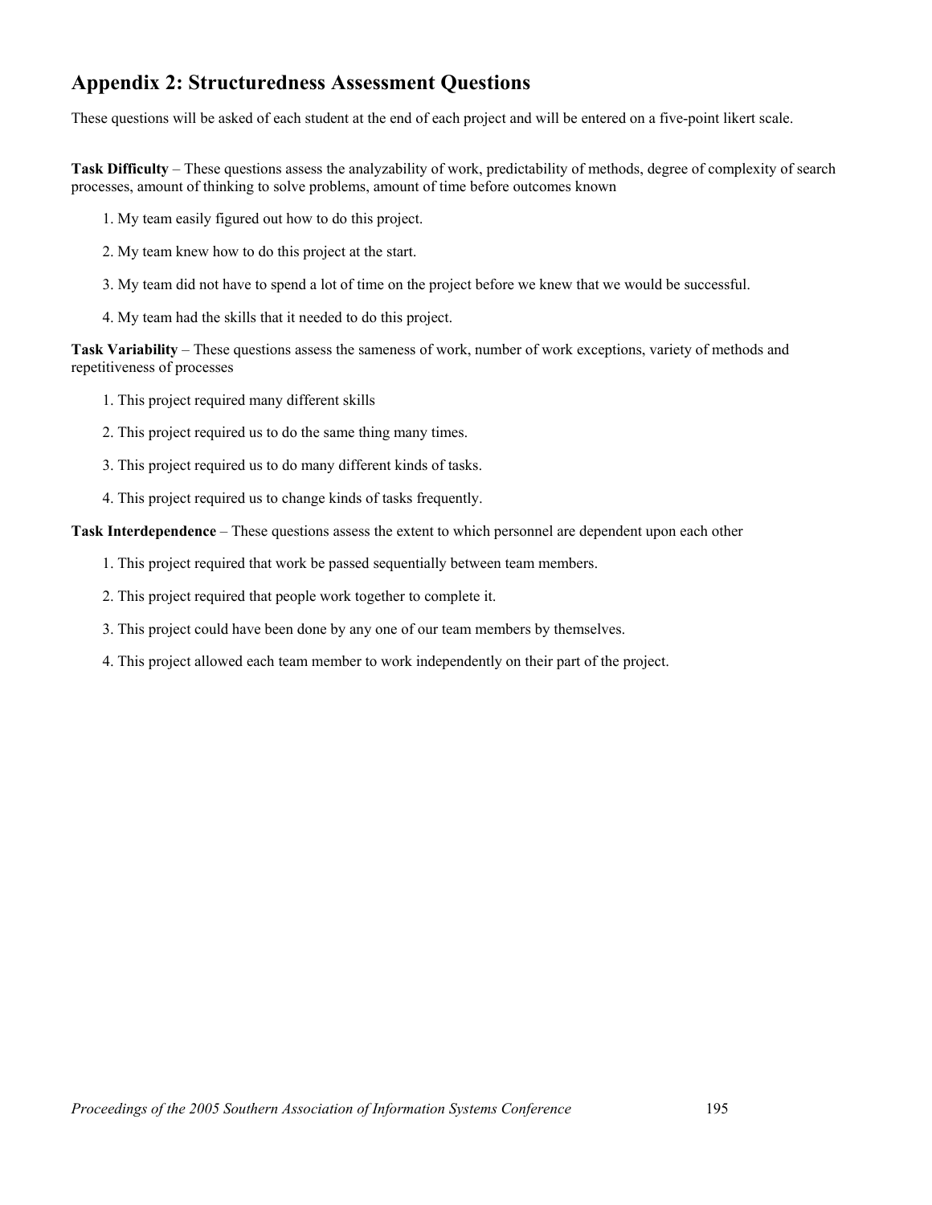## Appendix 2: Structuredness Assessment Questions

These questions will be asked of each student at the end of each project and will be entered on a five-point likert scale.

**Task Difficulty** – These questions assess the analyzability of work, predictability of methods, degree of complexity of search processes, amount of thinking to solve problems, amount of time before outcomes known

1. My team easily figured out how to do this project.
2. My team knew how to do this project at the start.
3. My team did not have to spend a lot of time on the project before we knew that we would be successful.
4. My team had the skills that it needed to do this project.

**Task Variability** – These questions assess the sameness of work, number of work exceptions, variety of methods and repetitiveness of processes

1. This project required many different skills
2. This project required us to do the same thing many times.
3. This project required us to do many different kinds of tasks.
4. This project required us to change kinds of tasks frequently.

**Task Interdependence** – These questions assess the extent to which personnel are dependent upon each other

1. This project required that work be passed sequentially between team members.
2. This project required that people work together to complete it.
3. This project could have been done by any one of our team members by themselves.
4. This project allowed each team member to work independently on their part of the project.